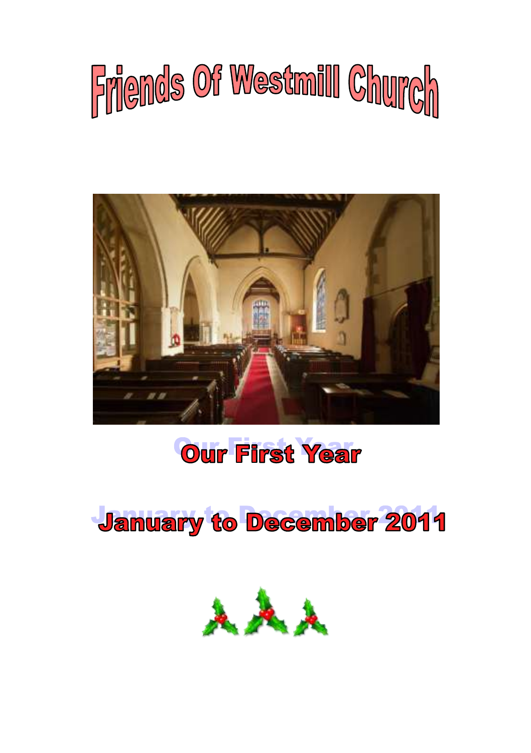# Friends Of Westmill Church

## Our First Year

## January to December 2011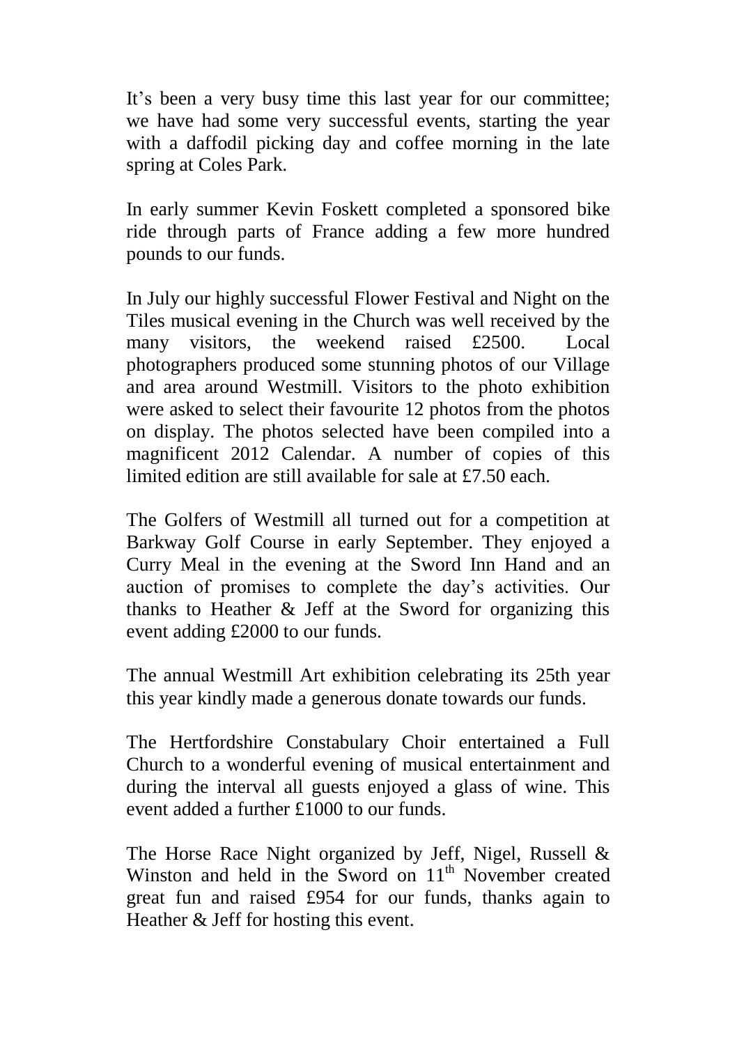It's been a very busy time this last year for our committee; we have had some very successful events, starting the year with a daffodil picking day and coffee morning in the late spring at Coles Park.

In early summer Kevin Foskett completed a sponsored bike ride through parts of France adding a few more hundred pounds to our funds.

In July our highly successful Flower Festival and Night on the Tiles musical evening in the Church was well received by the many visitors, the weekend raised £2500. Local photographers produced some stunning photos of our Village and area around Westmill. Visitors to the photo exhibition were asked to select their favourite 12 photos from the photos on display. The photos selected have been compiled into a magnificent 2012 Calendar. A number of copies of this limited edition are still available for sale at £7.50 each.

The Golfers of Westmill all turned out for a competition at Barkway Golf Course in early September. They enjoyed a Curry Meal in the evening at the Sword Inn Hand and an auction of promises to complete the day's activities. Our thanks to Heather & Jeff at the Sword for organizing this event adding £2000 to our funds.

The annual Westmill Art exhibition celebrating its 25th year this year kindly made a generous donate towards our funds.

The Hertfordshire Constabulary Choir entertained a Full Church to a wonderful evening of musical entertainment and during the interval all guests enjoyed a glass of wine. This event added a further £1000 to our funds.

The Horse Race Night organized by Jeff, Nigel, Russell & Winston and held in the Sword on 11th November created great fun and raised £954 for our funds, thanks again to Heather & Jeff for hosting this event.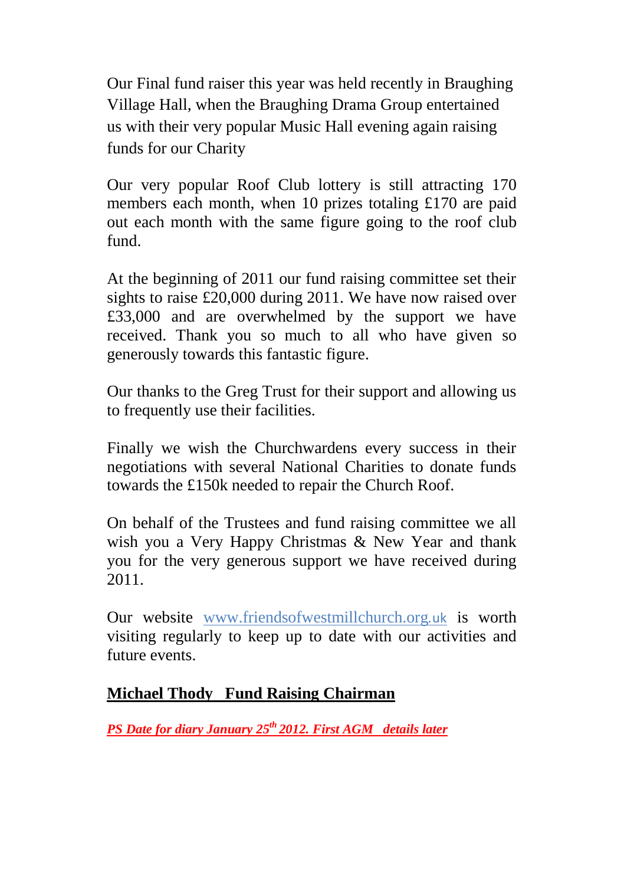Our Final fund raiser this year was held recently in Braughing Village Hall, when the Braughing Drama Group entertained us with their very popular Music Hall evening again raising funds for our Charity

Our very popular Roof Club lottery is still attracting 170 members each month, when 10 prizes totaling £170 are paid out each month with the same figure going to the roof club fund.

At the beginning of 2011 our fund raising committee set their sights to raise £20,000 during 2011. We have now raised over £33,000 and are overwhelmed by the support we have received. Thank you so much to all who have given so generously towards this fantastic figure.

Our thanks to the Greg Trust for their support and allowing us to frequently use their facilities.

Finally we wish the Churchwardens every success in their negotiations with several National Charities to donate funds towards the £150k needed to repair the Church Roof.

On behalf of the Trustees and fund raising committee we all wish you a Very Happy Christmas & New Year and thank you for the very generous support we have received during 2011.

Our website www.friendsofwestmillchurch.org.uk is worth visiting regularly to keep up to date with our activities and future events.

**Michael Thody   Fund Raising Chairman**

***PS Date for diary January 25th 2012. First AGM   details later***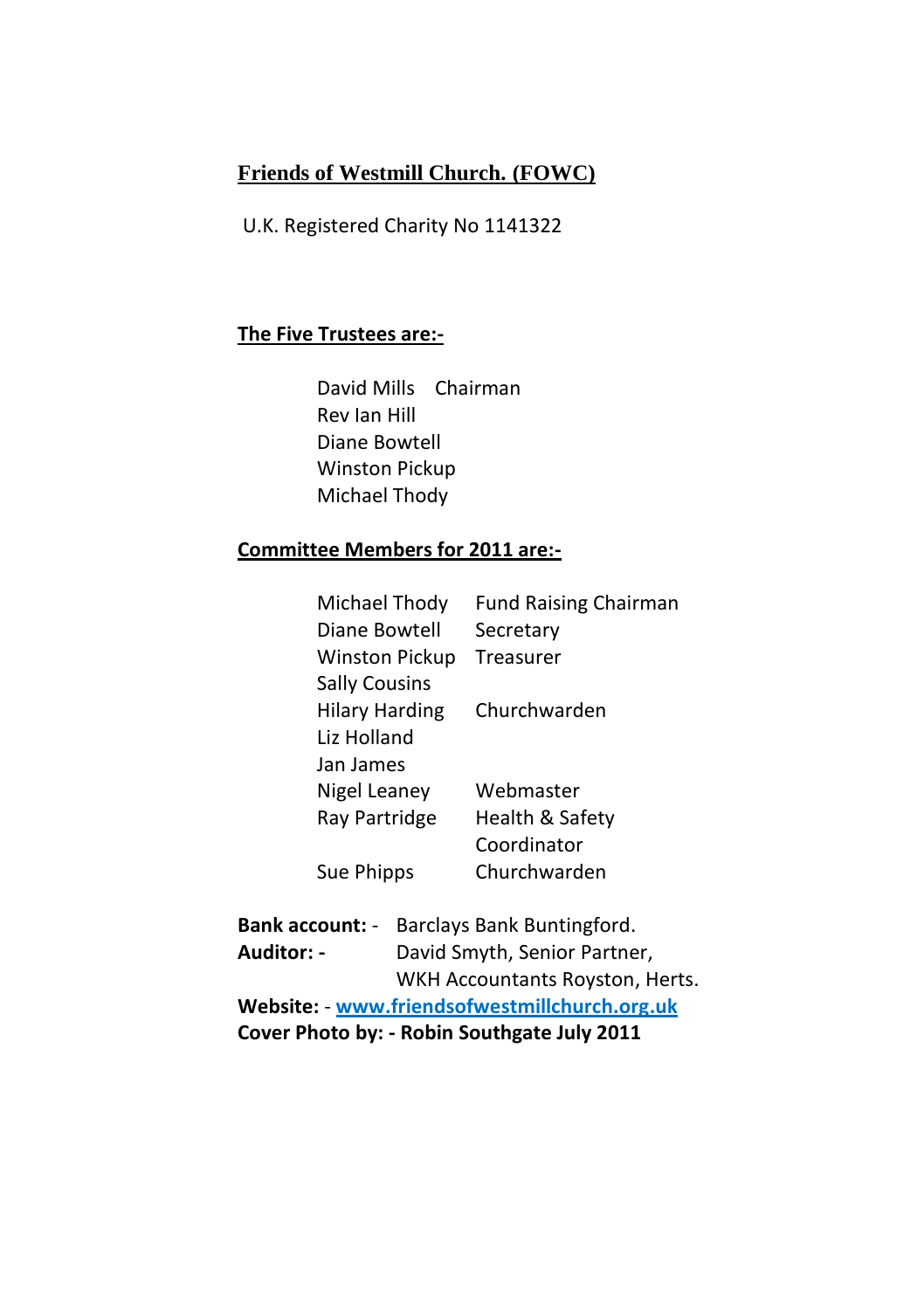## Friends of Westmill Church. (FOWC)

U.K. Registered Charity No 1141322

**The Five Trustees are:-**

| | |
|---|---|
| David Mills | Chairman |
| Rev Ian Hill | |
| Diane Bowtell | |
| Winston Pickup | |
| Michael Thody | |

**Committee Members for 2011 are:-**

| | |
|---|---|
| Michael Thody | Fund Raising Chairman |
| Diane Bowtell | Secretary |
| Winston Pickup | Treasurer |
| Sally Cousins | |
| Hilary Harding | Churchwarden |
| Liz Holland | |
| Jan James | |
| Nigel Leaney | Webmaster |
| Ray Partridge | Health & Safety Coordinator |
| Sue Phipps | Churchwarden |

**Bank account:** - Barclays Bank Buntingford.
**Auditor: -** David Smyth, Senior Partner, WKH Accountants Royston, Herts.
**Website:** - **www.friendsofwestmillchurch.org.uk**
**Cover Photo by: - Robin Southgate July 2011**